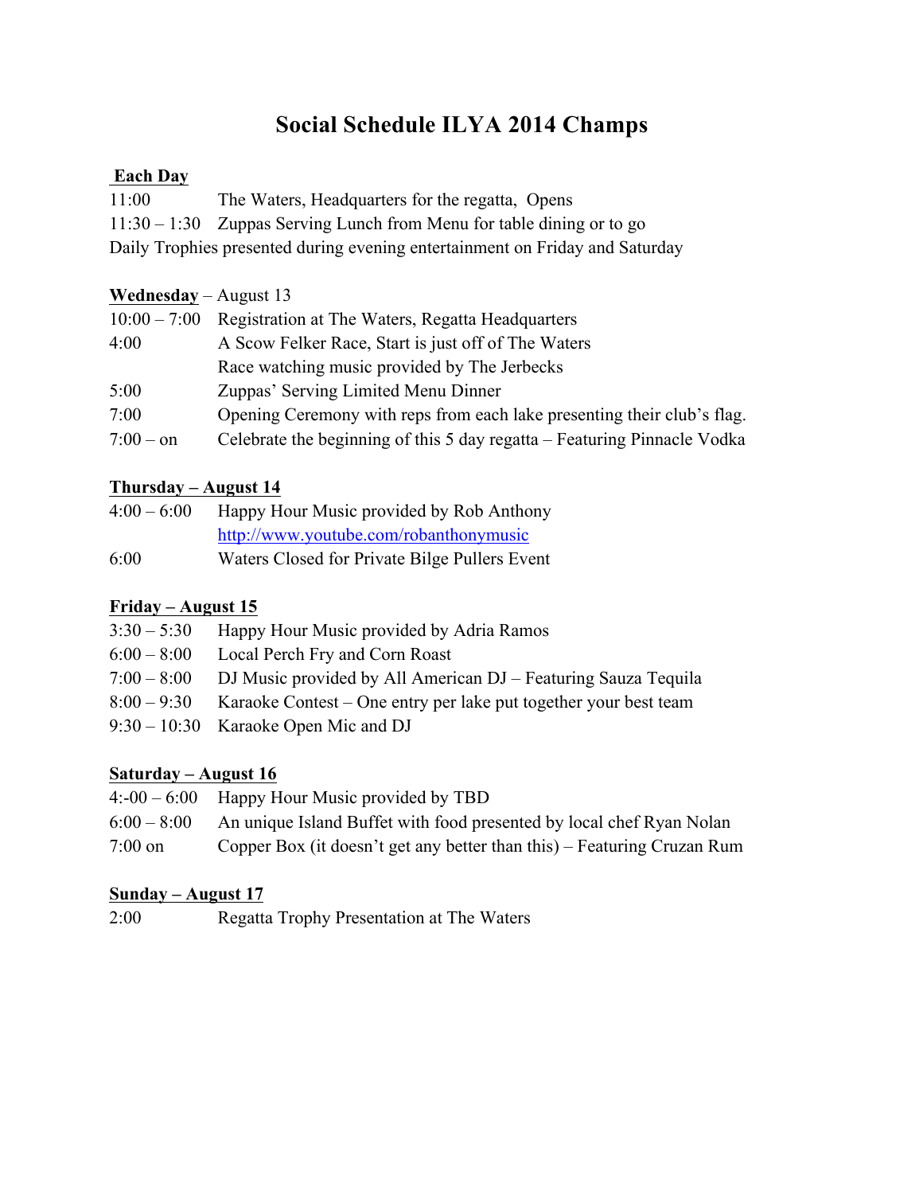# Social Schedule ILYA 2014 Champs

**Each Day**

11:00 The Waters, Headquarters for the regatta, Opens

11:30 – 1:30 Zuppas Serving Lunch from Menu for table dining or to go

Daily Trophies presented during evening entertainment on Friday and Saturday

**Wednesday** – August 13

10:00 – 7:00 Registration at The Waters, Regatta Headquarters

4:00 A Scow Felker Race, Start is just off of The Waters
Race watching music provided by The Jerbecks

5:00 Zuppas' Serving Limited Menu Dinner

7:00 Opening Ceremony with reps from each lake presenting their club's flag.

7:00 – on Celebrate the beginning of this 5 day regatta – Featuring Pinnacle Vodka

**Thursday – August 14**

4:00 – 6:00 Happy Hour Music provided by Rob Anthony
http://www.youtube.com/robanthonymusic

6:00 Waters Closed for Private Bilge Pullers Event

**Friday – August 15**

3:30 – 5:30 Happy Hour Music provided by Adria Ramos

6:00 – 8:00 Local Perch Fry and Corn Roast

7:00 – 8:00 DJ Music provided by All American DJ – Featuring Sauza Tequila

8:00 – 9:30 Karaoke Contest – One entry per lake put together your best team

9:30 – 10:30 Karaoke Open Mic and DJ

**Saturday – August 16**

4:-00 – 6:00 Happy Hour Music provided by TBD

6:00 – 8:00 An unique Island Buffet with food presented by local chef Ryan Nolan

7:00 on Copper Box (it doesn't get any better than this) – Featuring Cruzan Rum

**Sunday – August 17**

2:00 Regatta Trophy Presentation at The Waters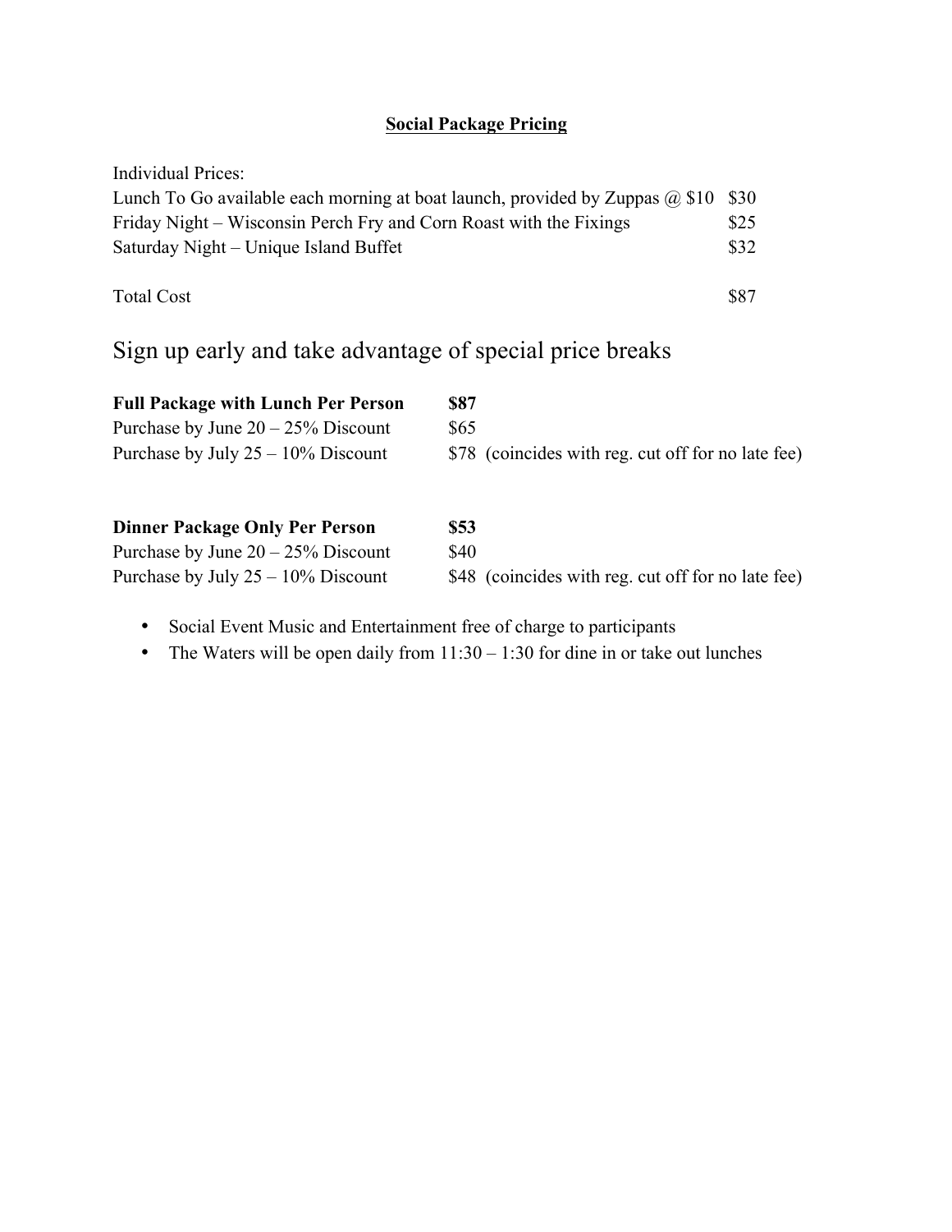## Social Package Pricing

| Individual Prices: | |
|---|---|
| Lunch To Go available each morning at boat launch, provided by Zuppas @ $10 | $30 |
| Friday Night – Wisconsin Perch Fry and Corn Roast with the Fixings | $25 |
| Saturday Night – Unique Island Buffet | $32 |
| Total Cost | $87 |

## Sign up early and take advantage of special price breaks

| | |
|---|---|
| **Full Package with Lunch Per Person** | **$87** |
| Purchase by June 20 – 25% Discount | $65 |
| Purchase by July 25 – 10% Discount | $78 (coincides with reg. cut off for no late fee) |

| | |
|---|---|
| **Dinner Package Only Per Person** | **$53** |
| Purchase by June 20 – 25% Discount | $40 |
| Purchase by July 25 – 10% Discount | $48 (coincides with reg. cut off for no late fee) |

- Social Event Music and Entertainment free of charge to participants
- The Waters will be open daily from 11:30 – 1:30 for dine in or take out lunches